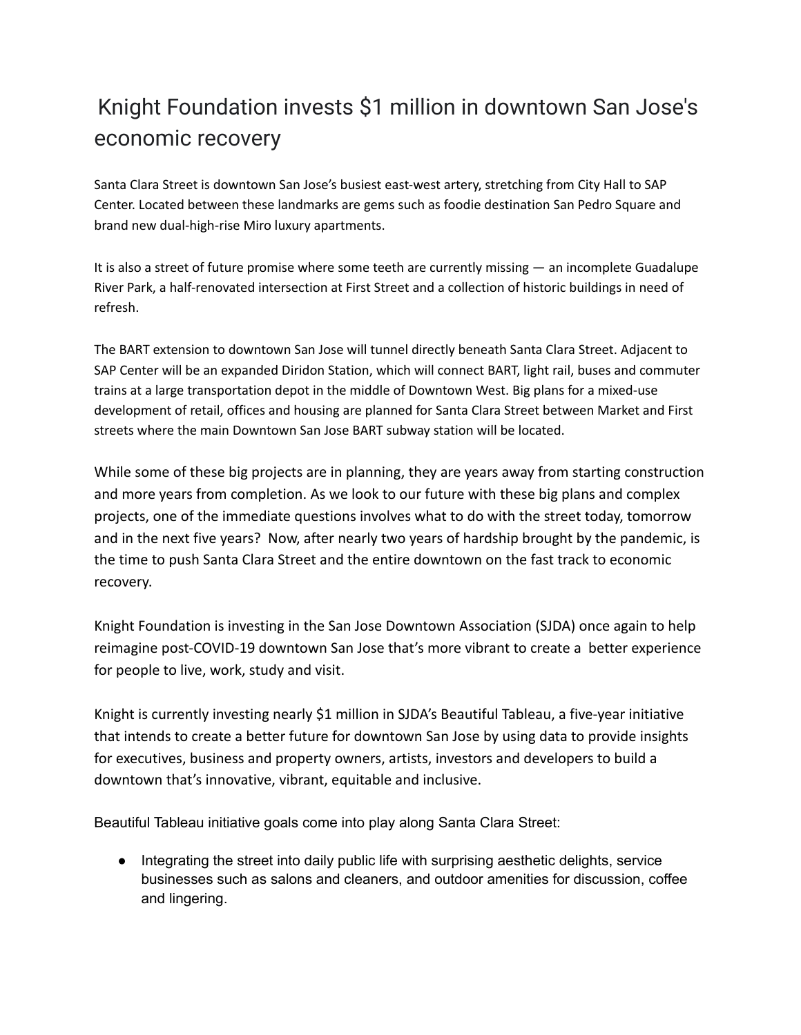# Knight Foundation invests $1 million in downtown San Jose's economic recovery

Santa Clara Street is downtown San Jose's busiest east-west artery, stretching from City Hall to SAP Center. Located between these landmarks are gems such as foodie destination San Pedro Square and brand new dual-high-rise Miro luxury apartments.

It is also a street of future promise where some teeth are currently missing — an incomplete Guadalupe River Park, a half-renovated intersection at First Street and a collection of historic buildings in need of refresh.

The BART extension to downtown San Jose will tunnel directly beneath Santa Clara Street. Adjacent to SAP Center will be an expanded Diridon Station, which will connect BART, light rail, buses and commuter trains at a large transportation depot in the middle of Downtown West. Big plans for a mixed-use development of retail, offices and housing are planned for Santa Clara Street between Market and First streets where the main Downtown San Jose BART subway station will be located.

While some of these big projects are in planning, they are years away from starting construction and more years from completion. As we look to our future with these big plans and complex projects, one of the immediate questions involves what to do with the street today, tomorrow and in the next five years? Now, after nearly two years of hardship brought by the pandemic, is the time to push Santa Clara Street and the entire downtown on the fast track to economic recovery.

Knight Foundation is investing in the San Jose Downtown Association (SJDA) once again to help reimagine post-COVID-19 downtown San Jose that's more vibrant to create a better experience for people to live, work, study and visit.

Knight is currently investing nearly $1 million in SJDA's Beautiful Tableau, a five-year initiative that intends to create a better future for downtown San Jose by using data to provide insights for executives, business and property owners, artists, investors and developers to build a downtown that's innovative, vibrant, equitable and inclusive.

Beautiful Tableau initiative goals come into play along Santa Clara Street:

- Integrating the street into daily public life with surprising aesthetic delights, service businesses such as salons and cleaners, and outdoor amenities for discussion, coffee and lingering.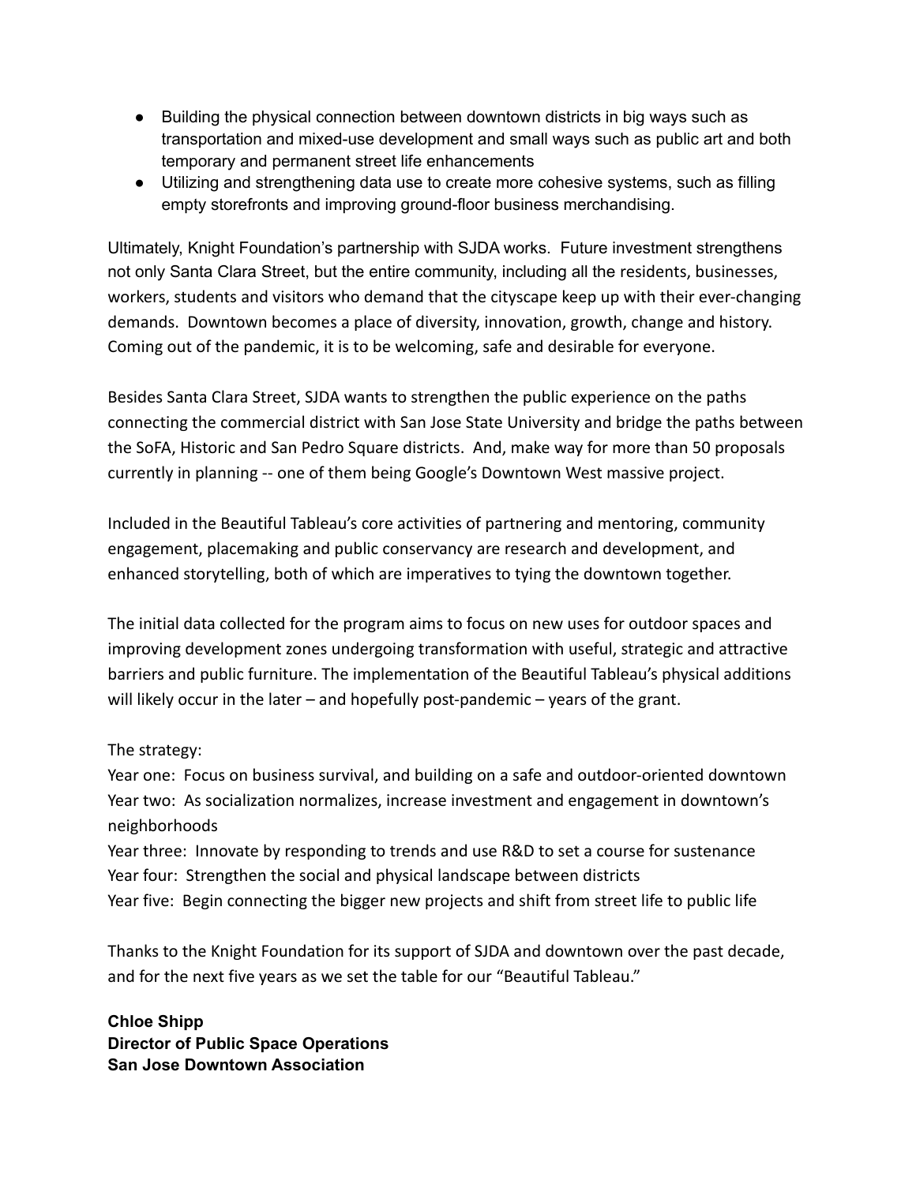- Building the physical connection between downtown districts in big ways such as transportation and mixed-use development and small ways such as public art and both temporary and permanent street life enhancements
- Utilizing and strengthening data use to create more cohesive systems, such as filling empty storefronts and improving ground-floor business merchandising.

Ultimately, Knight Foundation's partnership with SJDA works. Future investment strengthens not only Santa Clara Street, but the entire community, including all the residents, businesses, workers, students and visitors who demand that the cityscape keep up with their ever-changing demands. Downtown becomes a place of diversity, innovation, growth, change and history. Coming out of the pandemic, it is to be welcoming, safe and desirable for everyone.

Besides Santa Clara Street, SJDA wants to strengthen the public experience on the paths connecting the commercial district with San Jose State University and bridge the paths between the SoFA, Historic and San Pedro Square districts. And, make way for more than 50 proposals currently in planning -- one of them being Google's Downtown West massive project.

Included in the Beautiful Tableau's core activities of partnering and mentoring, community engagement, placemaking and public conservancy are research and development, and enhanced storytelling, both of which are imperatives to tying the downtown together.

The initial data collected for the program aims to focus on new uses for outdoor spaces and improving development zones undergoing transformation with useful, strategic and attractive barriers and public furniture. The implementation of the Beautiful Tableau's physical additions will likely occur in the later – and hopefully post-pandemic – years of the grant.

The strategy:
Year one: Focus on business survival, and building on a safe and outdoor-oriented downtown
Year two: As socialization normalizes, increase investment and engagement in downtown's neighborhoods
Year three: Innovate by responding to trends and use R&D to set a course for sustenance
Year four: Strengthen the social and physical landscape between districts
Year five: Begin connecting the bigger new projects and shift from street life to public life

Thanks to the Knight Foundation for its support of SJDA and downtown over the past decade, and for the next five years as we set the table for our "Beautiful Tableau."

**Chloe Shipp**
**Director of Public Space Operations**
**San Jose Downtown Association**